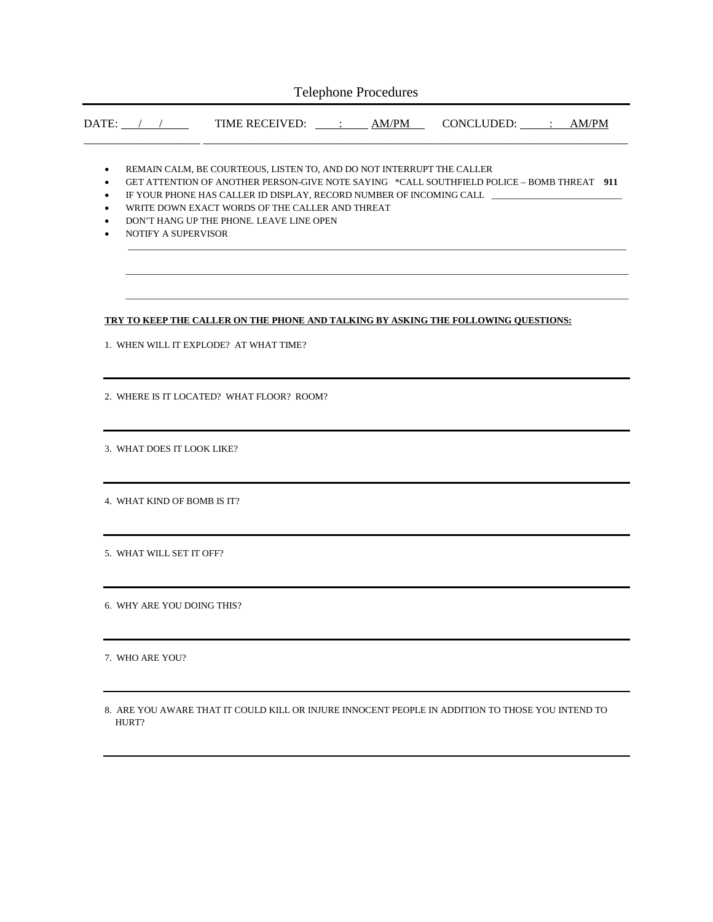# Telephone Procedures

DATE: ___/___/_____ TIME RECEIVED: ____:____ AM/PM CONCLUDED: ____:____ AM/PM

- REMAIN CALM, BE COURTEOUS, LISTEN TO, AND DO NOT INTERRUPT THE CALLER
- GET ATTENTION OF ANOTHER PERSON-GIVE NOTE SAYING *CALL SOUTHFIELD POLICE – BOMB THREAT **911**
- IF YOUR PHONE HAS CALLER ID DISPLAY, RECORD NUMBER OF INCOMING CALL ____________________________
- WRITE DOWN EXACT WORDS OF THE CALLER AND THREAT
- DON'T HANG UP THE PHONE. LEAVE LINE OPEN
- NOTIFY A SUPERVISOR

________________________________________________________________________________

________________________________________________________________________________

________________________________________________________________________________

**TRY TO KEEP THE CALLER ON THE PHONE AND TALKING BY ASKING THE FOLLOWING QUESTIONS:**

1. WHEN WILL IT EXPLODE? AT WHAT TIME?

________________________________________________________________________________

2. WHERE IS IT LOCATED? WHAT FLOOR? ROOM?

________________________________________________________________________________

3. WHAT DOES IT LOOK LIKE?

________________________________________________________________________________

4. WHAT KIND OF BOMB IS IT?

________________________________________________________________________________

5. WHAT WILL SET IT OFF?

________________________________________________________________________________

6. WHY ARE YOU DOING THIS?

________________________________________________________________________________

7. WHO ARE YOU?

________________________________________________________________________________

8. ARE YOU AWARE THAT IT COULD KILL OR INJURE INNOCENT PEOPLE IN ADDITION TO THOSE YOU INTEND TO HURT?

________________________________________________________________________________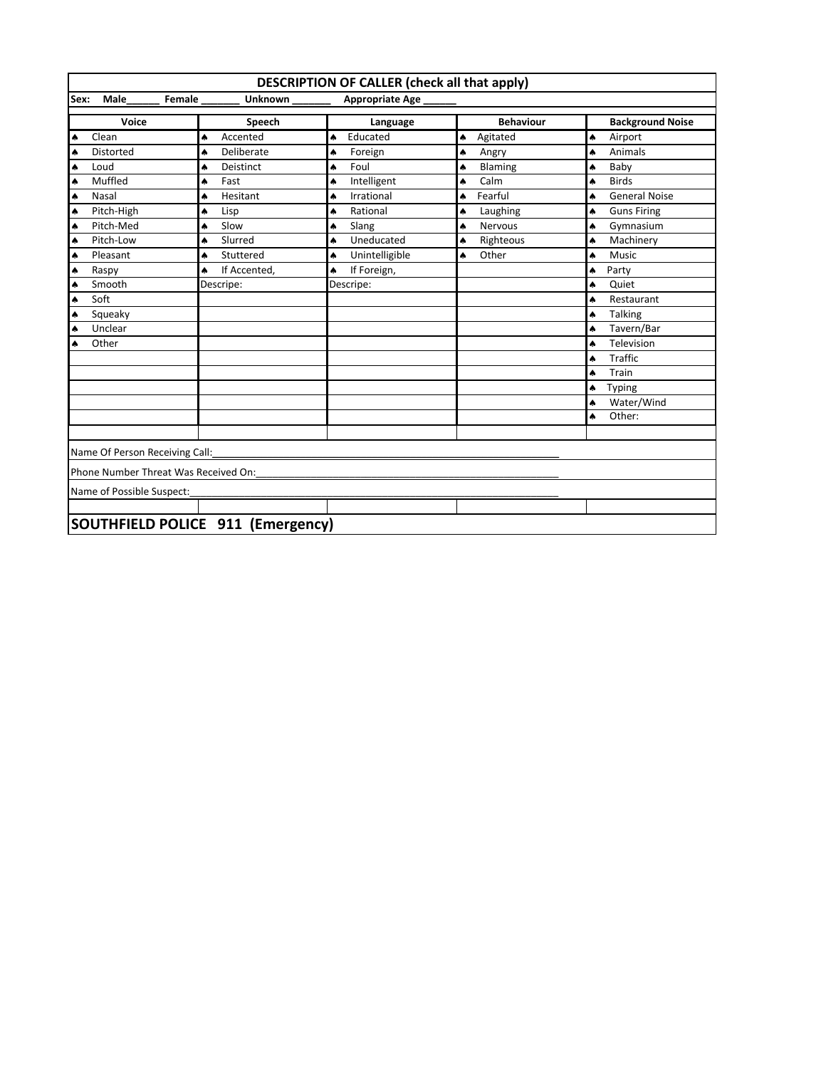## DESCRIPTION OF CALLER (check all that apply)

**Sex: Male______ Female _______ Unknown _______ Appropriate Age ______**

| Voice | Speech | Language | Behaviour | Background Noise |
|---|---|---|---|---|
| ♠ Clean | ♠ Accented | ♠ Educated | ♠ Agitated | ♠ Airport |
| ♠ Distorted | ♠ Deliberate | ♠ Foreign | ♠ Angry | ♠ Animals |
| ♠ Loud | ♠ Deistinct | ♠ Foul | ♠ Blaming | ♠ Baby |
| ♠ Muffled | ♠ Fast | ♠ Intelligent | ♠ Calm | ♠ Birds |
| ♠ Nasal | ♠ Hesitant | ♠ Irrational | ♠ Fearful | ♠ General Noise |
| ♠ Pitch-High | ♠ Lisp | ♠ Rational | ♠ Laughing | ♠ Guns Firing |
| ♠ Pitch-Med | ♠ Slow | ♠ Slang | ♠ Nervous | ♠ Gymnasium |
| ♠ Pitch-Low | ♠ Slurred | ♠ Uneducated | ♠ Righteous | ♠ Machinery |
| ♠ Pleasant | ♠ Stuttered | ♠ Unintelligible | ♠ Other | ♠ Music |
| ♠ Raspy | ♠ If Accented, | ♠ If Foreign, | | ♠ Party |
| ♠ Smooth | Descripe: | Descripe: | | ♠ Quiet |
| ♠ Soft | | | | ♠ Restaurant |
| ♠ Squeaky | | | | ♠ Talking |
| ♠ Unclear | | | | ♠ Tavern/Bar |
| ♠ Other | | | | ♠ Television |
| | | | | ♠ Traffic |
| | | | | ♠ Train |
| | | | | ♠ Typing |
| | | | | ♠ Water/Wind |
| | | | | ♠ Other: |

Name Of Person Receiving Call:_______________________________________________________________

Phone Number Threat Was Received On:_________________________________________________________

Name of Possible Suspect:___________________________________________________________________

## SOUTHFIELD POLICE 911 (Emergency)